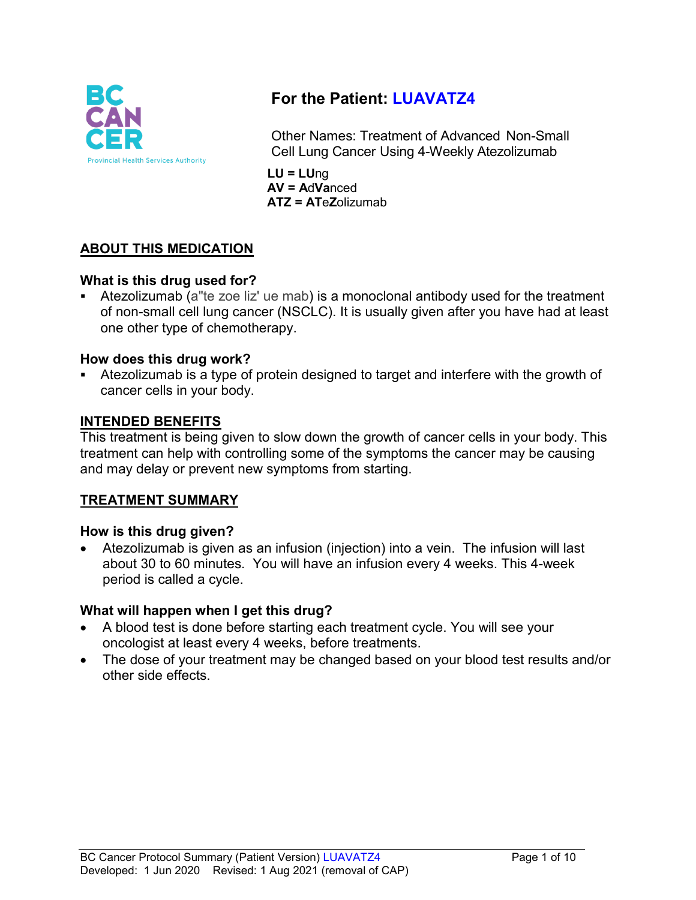# For the Patient: LUAVATZ4

Other Names: Treatment of Advanced Non-Small Cell Lung Cancer Using 4-Weekly Atezolizumab

**LU = LU**ng
**AV = A**d**Va**nced
**ATZ = AT**e**Z**olizumab

## ABOUT THIS MEDICATION

### What is this drug used for?

- Atezolizumab (a''te zoe liz' ue mab) is a monoclonal antibody used for the treatment of non-small cell lung cancer (NSCLC). It is usually given after you have had at least one other type of chemotherapy.

### How does this drug work?

- Atezolizumab is a type of protein designed to target and interfere with the growth of cancer cells in your body.

## INTENDED BENEFITS

This treatment is being given to slow down the growth of cancer cells in your body. This treatment can help with controlling some of the symptoms the cancer may be causing and may delay or prevent new symptoms from starting.

## TREATMENT SUMMARY

### How is this drug given?

- Atezolizumab is given as an infusion (injection) into a vein. The infusion will last about 30 to 60 minutes. You will have an infusion every 4 weeks. This 4-week period is called a cycle.

### What will happen when I get this drug?

- A blood test is done before starting each treatment cycle. You will see your oncologist at least every 4 weeks, before treatments.
- The dose of your treatment may be changed based on your blood test results and/or other side effects.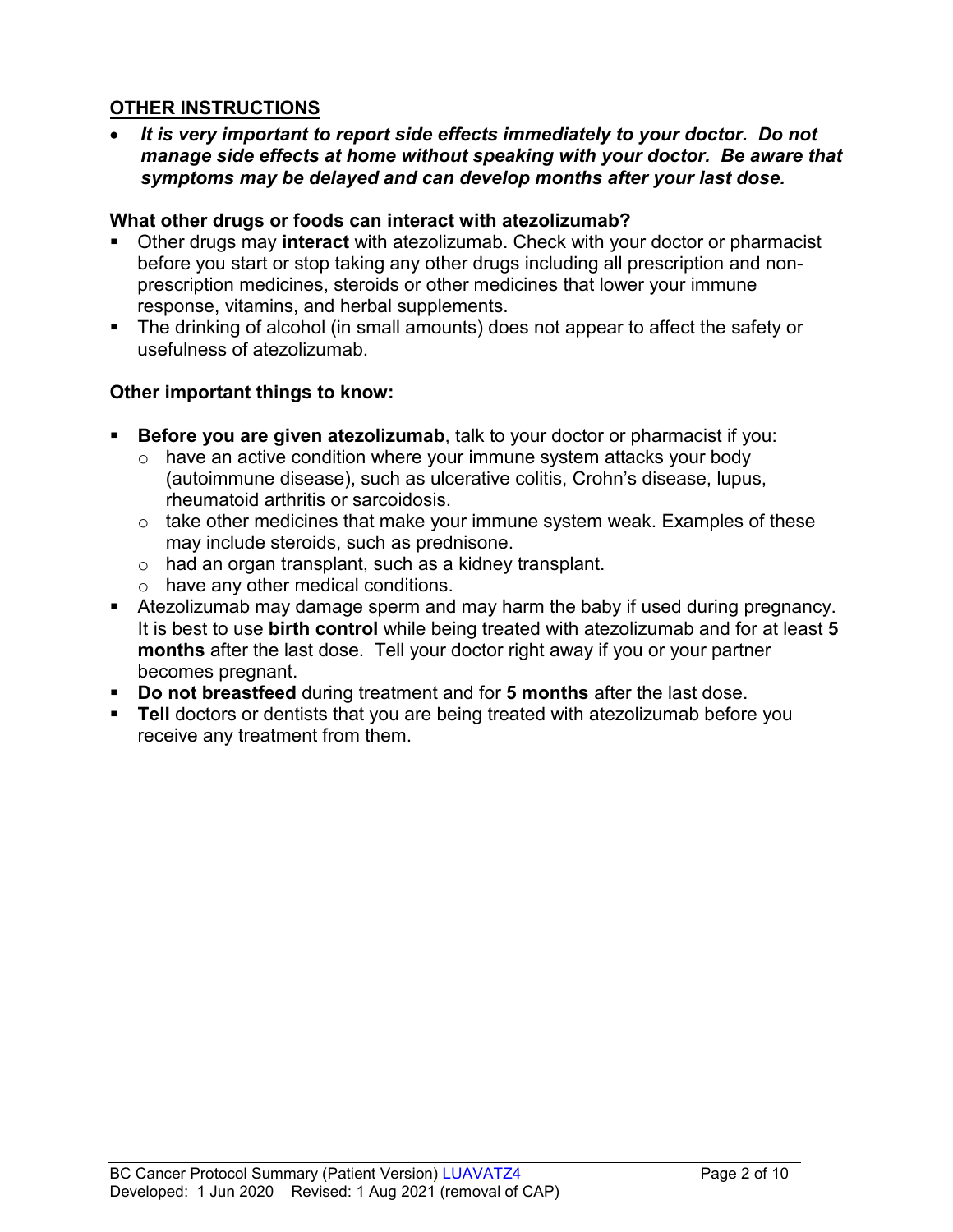## OTHER INSTRUCTIONS

- ***It is very important to report side effects immediately to your doctor. Do not manage side effects at home without speaking with your doctor. Be aware that symptoms may be delayed and can develop months after your last dose.***

### What other drugs or foods can interact with atezolizumab?

- Other drugs may **interact** with atezolizumab. Check with your doctor or pharmacist before you start or stop taking any other drugs including all prescription and non-prescription medicines, steroids or other medicines that lower your immune response, vitamins, and herbal supplements.
- The drinking of alcohol (in small amounts) does not appear to affect the safety or usefulness of atezolizumab.

### Other important things to know:

- **Before you are given atezolizumab**, talk to your doctor or pharmacist if you:
  - have an active condition where your immune system attacks your body (autoimmune disease), such as ulcerative colitis, Crohn's disease, lupus, rheumatoid arthritis or sarcoidosis.
  - take other medicines that make your immune system weak. Examples of these may include steroids, such as prednisone.
  - had an organ transplant, such as a kidney transplant.
  - have any other medical conditions.
- Atezolizumab may damage sperm and may harm the baby if used during pregnancy. It is best to use **birth control** while being treated with atezolizumab and for at least **5 months** after the last dose. Tell your doctor right away if you or your partner becomes pregnant.
- **Do not breastfeed** during treatment and for **5 months** after the last dose.
- **Tell** doctors or dentists that you are being treated with atezolizumab before you receive any treatment from them.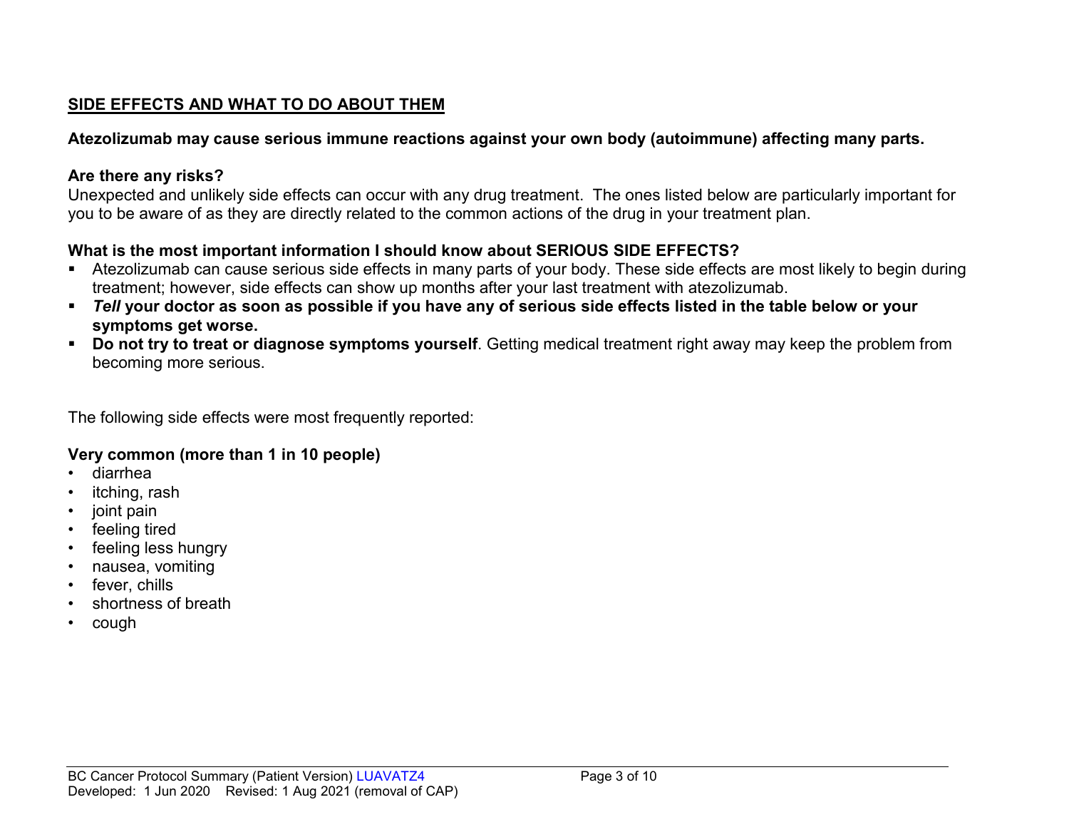## SIDE EFFECTS AND WHAT TO DO ABOUT THEM

**Atezolizumab may cause serious immune reactions against your own body (autoimmune) affecting many parts.**

**Are there any risks?**
Unexpected and unlikely side effects can occur with any drug treatment. The ones listed below are particularly important for you to be aware of as they are directly related to the common actions of the drug in your treatment plan.

**What is the most important information I should know about SERIOUS SIDE EFFECTS?**

- Atezolizumab can cause serious side effects in many parts of your body. These side effects are most likely to begin during treatment; however, side effects can show up months after your last treatment with atezolizumab.
- ***Tell* your doctor as soon as possible if you have any of serious side effects listed in the table below or your symptoms get worse.**
- **Do not try to treat or diagnose symptoms yourself**. Getting medical treatment right away may keep the problem from becoming more serious.

The following side effects were most frequently reported:

**Very common (more than 1 in 10 people)**

- diarrhea
- itching, rash
- joint pain
- feeling tired
- feeling less hungry
- nausea, vomiting
- fever, chills
- shortness of breath
- cough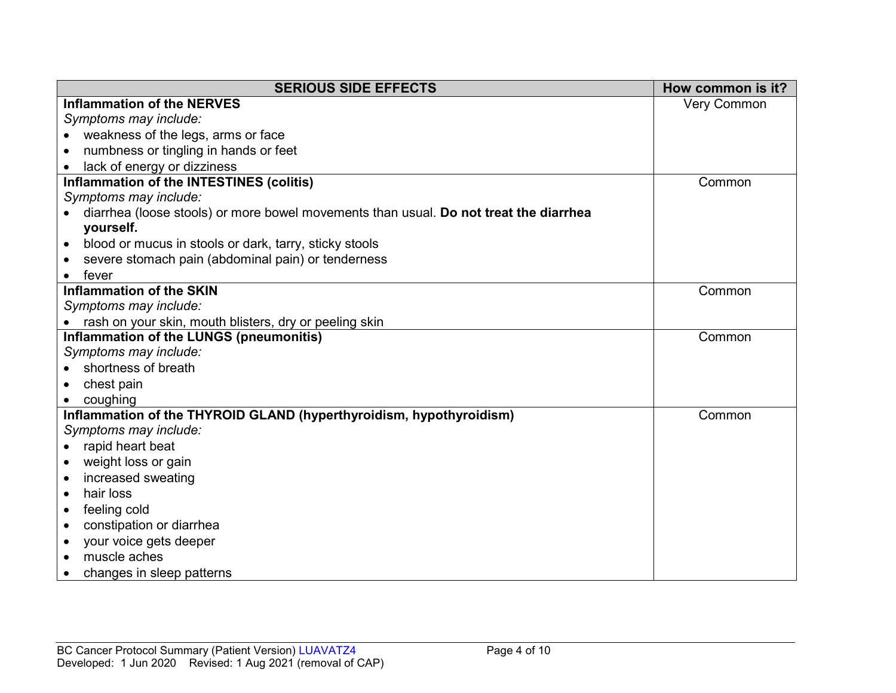| SERIOUS SIDE EFFECTS | How common is it? |
|---|---|
| **Inflammation of the NERVES**<br>*Symptoms may include:*<br>• weakness of the legs, arms or face<br>• numbness or tingling in hands or feet<br>• lack of energy or dizziness | Very Common |
| **Inflammation of the INTESTINES (colitis)**<br>*Symptoms may include:*<br>• diarrhea (loose stools) or more bowel movements than usual. **Do not treat the diarrhea yourself.**<br>• blood or mucus in stools or dark, tarry, sticky stools<br>• severe stomach pain (abdominal pain) or tenderness<br>• fever | Common |
| **Inflammation of the SKIN**<br>*Symptoms may include:*<br>• rash on your skin, mouth blisters, dry or peeling skin | Common |
| **Inflammation of the LUNGS (pneumonitis)**<br>*Symptoms may include:*<br>• shortness of breath<br>• chest pain<br>• coughing | Common |
| **Inflammation of the THYROID GLAND (hyperthyroidism, hypothyroidism)**<br>*Symptoms may include:*<br>• rapid heart beat<br>• weight loss or gain<br>• increased sweating<br>• hair loss<br>• feeling cold<br>• constipation or diarrhea<br>• your voice gets deeper<br>• muscle aches<br>• changes in sleep patterns | Common |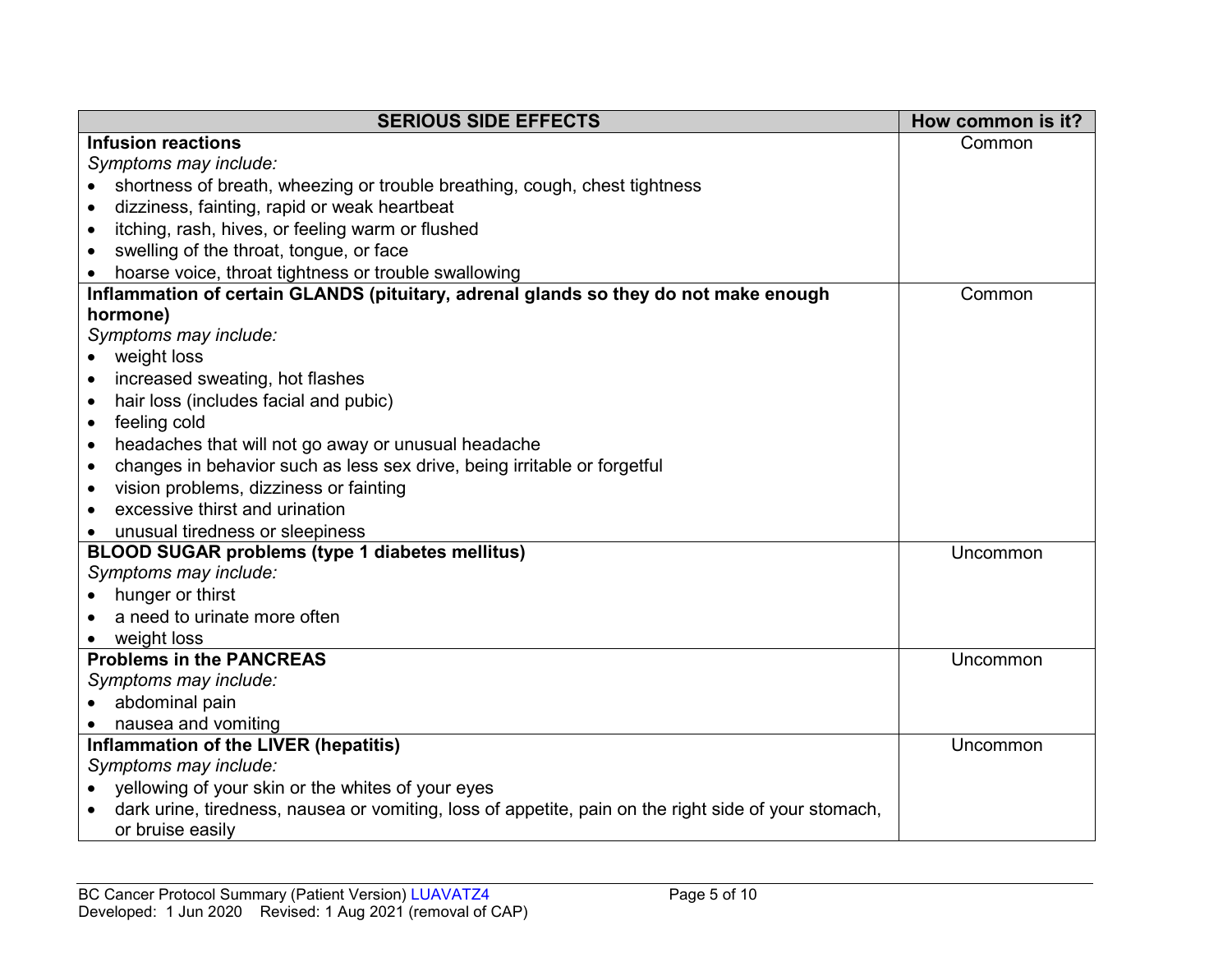| SERIOUS SIDE EFFECTS | How common is it? |
|---|---|
| **Infusion reactions**<br>*Symptoms may include:*<br>• shortness of breath, wheezing or trouble breathing, cough, chest tightness<br>• dizziness, fainting, rapid or weak heartbeat<br>• itching, rash, hives, or feeling warm or flushed<br>• swelling of the throat, tongue, or face<br>• hoarse voice, throat tightness or trouble swallowing | Common |
| **Inflammation of certain GLANDS (pituitary, adrenal glands so they do not make enough hormone)**<br>*Symptoms may include:*<br>• weight loss<br>• increased sweating, hot flashes<br>• hair loss (includes facial and pubic)<br>• feeling cold<br>• headaches that will not go away or unusual headache<br>• changes in behavior such as less sex drive, being irritable or forgetful<br>• vision problems, dizziness or fainting<br>• excessive thirst and urination<br>• unusual tiredness or sleepiness | Common |
| **BLOOD SUGAR problems (type 1 diabetes mellitus)**<br>*Symptoms may include:*<br>• hunger or thirst<br>• a need to urinate more often<br>• weight loss | Uncommon |
| **Problems in the PANCREAS**<br>*Symptoms may include:*<br>• abdominal pain<br>• nausea and vomiting | Uncommon |
| **Inflammation of the LIVER (hepatitis)**<br>*Symptoms may include:*<br>• yellowing of your skin or the whites of your eyes<br>• dark urine, tiredness, nausea or vomiting, loss of appetite, pain on the right side of your stomach, or bruise easily | Uncommon |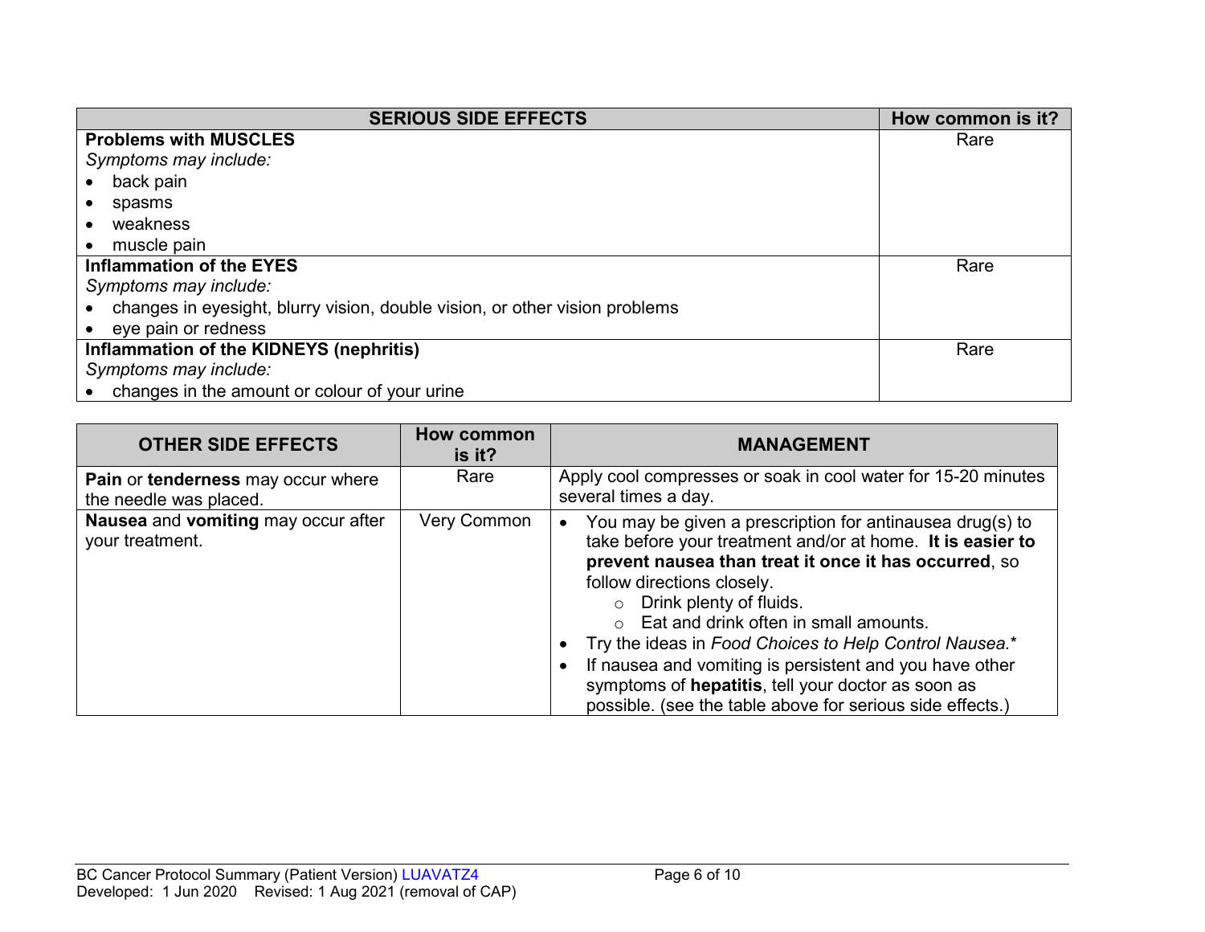| SERIOUS SIDE EFFECTS | How common is it? |
|---|---|
| **Problems with MUSCLES**<br>*Symptoms may include:*<br>• back pain<br>• spasms<br>• weakness<br>• muscle pain | Rare |
| **Inflammation of the EYES**<br>*Symptoms may include:*<br>• changes in eyesight, blurry vision, double vision, or other vision problems<br>• eye pain or redness | Rare |
| **Inflammation of the KIDNEYS (nephritis)**<br>*Symptoms may include:*<br>• changes in the amount or colour of your urine | Rare |

| OTHER SIDE EFFECTS | How common is it? | MANAGEMENT |
|---|---|---|
| **Pain** or **tenderness** may occur where the needle was placed. | Rare | Apply cool compresses or soak in cool water for 15-20 minutes several times a day. |
| **Nausea** and **vomiting** may occur after your treatment. | Very Common | • You may be given a prescription for antinausea drug(s) to take before your treatment and/or at home. **It is easier to prevent nausea than treat it once it has occurred**, so follow directions closely.<br>&nbsp;&nbsp;&nbsp;&nbsp;○ Drink plenty of fluids.<br>&nbsp;&nbsp;&nbsp;&nbsp;○ Eat and drink often in small amounts.<br>• Try the ideas in *Food Choices to Help Control Nausea.**<br>• If nausea and vomiting is persistent and you have other symptoms of **hepatitis**, tell your doctor as soon as possible. (see the table above for serious side effects.) |

BC Cancer Protocol Summary (Patient Version) LUAVATZ4
Developed: 1 Jun 2020 Revised: 1 Aug 2021 (removal of CAP)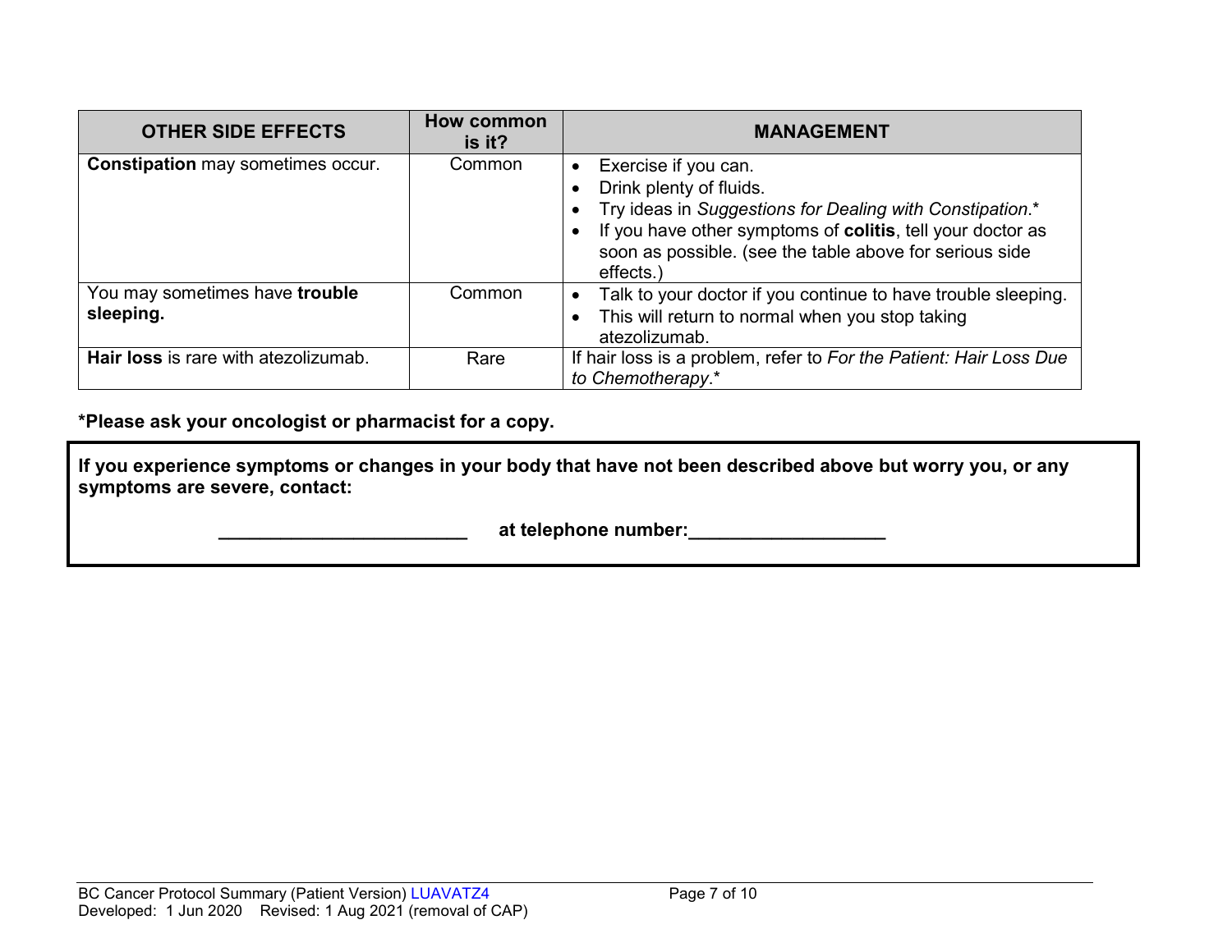| OTHER SIDE EFFECTS | How common is it? | MANAGEMENT |
| --- | --- | --- |
| **Constipation** may sometimes occur. | Common | • Exercise if you can.<br>• Drink plenty of fluids.<br>• Try ideas in *Suggestions for Dealing with Constipation*.*<br>• If you have other symptoms of **colitis**, tell your doctor as soon as possible. (see the table above for serious side effects.) |
| You may sometimes have **trouble sleeping.** | Common | • Talk to your doctor if you continue to have trouble sleeping.<br>• This will return to normal when you stop taking atezolizumab. |
| **Hair loss** is rare with atezolizumab. | Rare | If hair loss is a problem, refer to *For the Patient: Hair Loss Due to Chemotherapy*.* |

**\*Please ask your oncologist or pharmacist for a copy.**

**If you experience symptoms or changes in your body that have not been described above but worry you, or any symptoms are severe, contact:**

**________________________ at telephone number:___________________**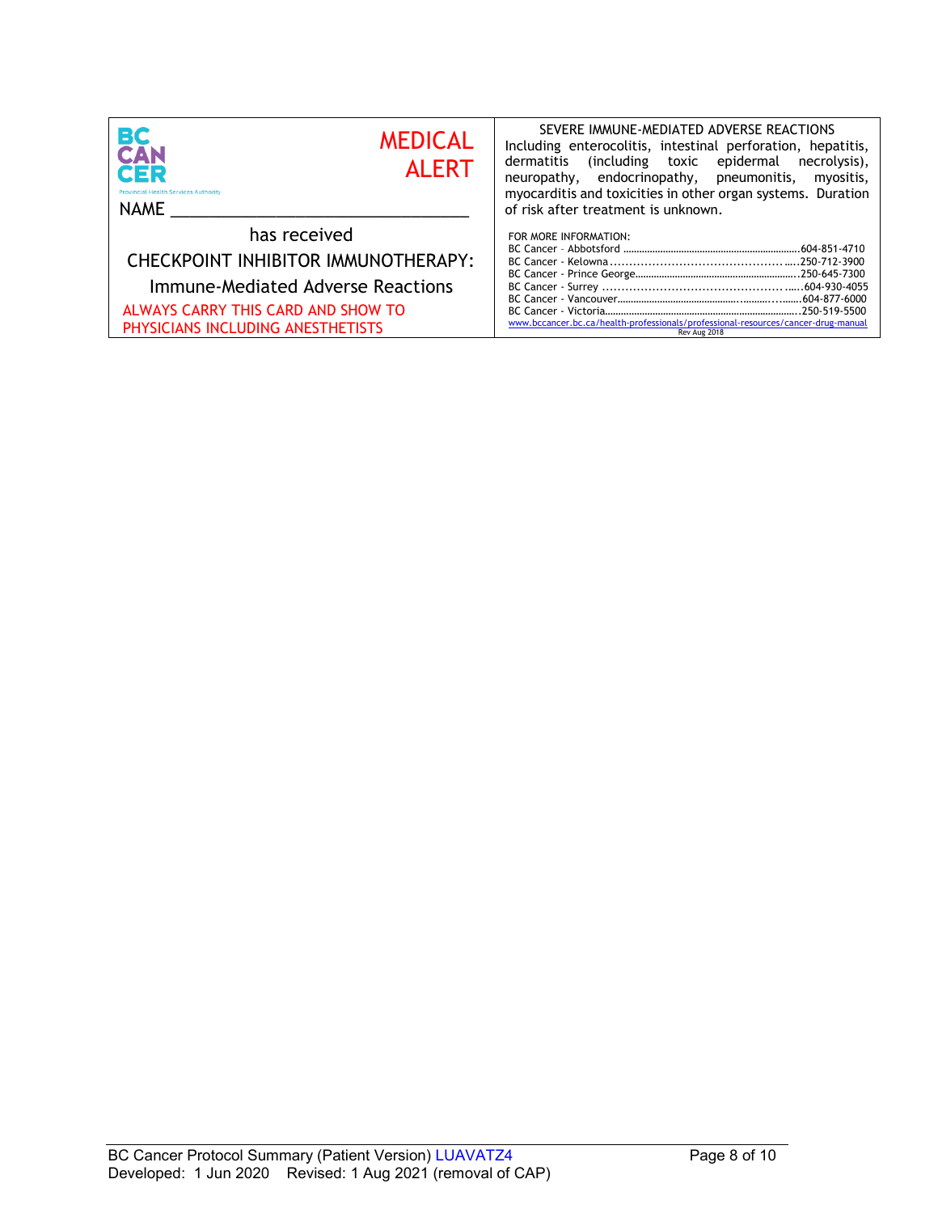BC CANCER

Provincial Health Services Authority

MEDICAL ALERT

NAME ________________________________

has received

CHECKPOINT INHIBITOR IMMUNOTHERAPY:

Immune-Mediated Adverse Reactions

ALWAYS CARRY THIS CARD AND SHOW TO PHYSICIANS INCLUDING ANESTHETISTS

SEVERE IMMUNE-MEDIATED ADVERSE REACTIONS

Including enterocolitis, intestinal perforation, hepatitis, dermatitis (including toxic epidermal necrolysis), neuropathy, endocrinopathy, pneumonitis, myositis, myocarditis and toxicities in other organ systems. Duration of risk after treatment is unknown.

FOR MORE INFORMATION:

BC Cancer – Abbotsford ........................................604-851-4710
BC Cancer - Kelowna ..........................................250-712-3900
BC Cancer - Prince George.....................................250-645-7300
BC Cancer - Surrey ............................................604-930-4055
BC Cancer - Vancouver.........................................604-877-6000
BC Cancer - Victoria..........................................250-519-5500
www.bccancer.bc.ca/health-professionals/professional-resources/cancer-drug-manual

Rev Aug 2018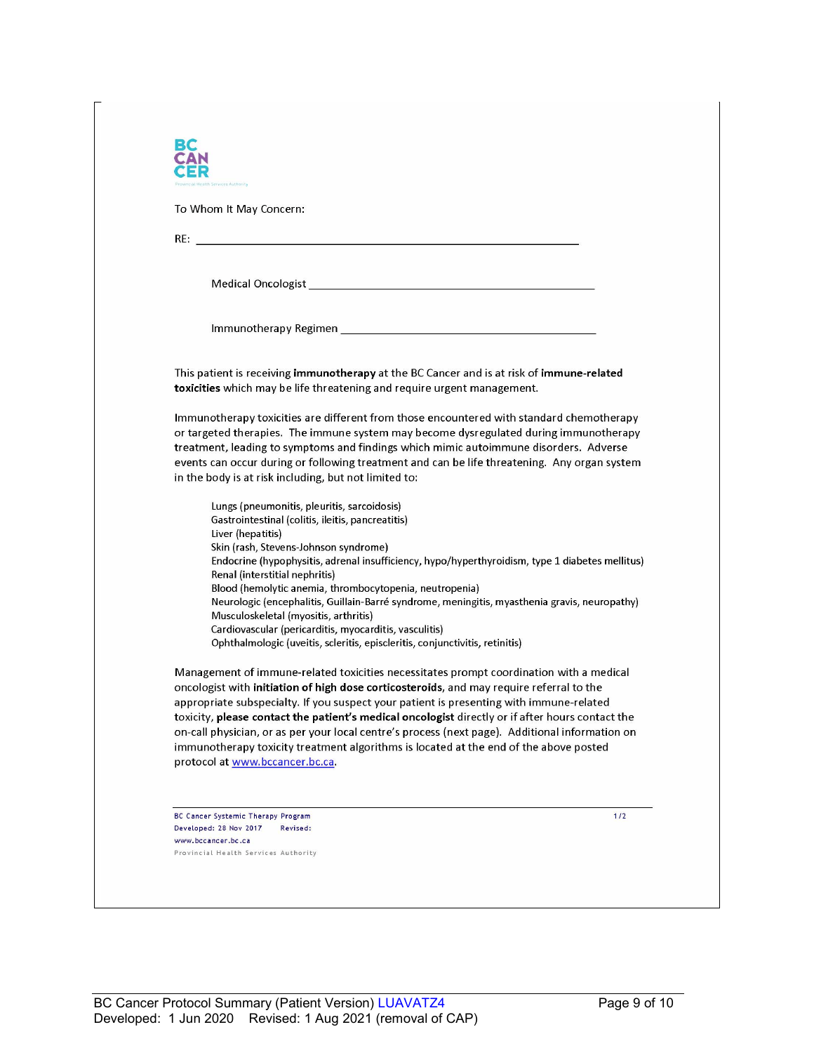BC CANCER

To Whom It May Concern:

RE: ____________________________________________________________

Medical Oncologist ______________________________________________

Immunotherapy Regimen __________________________________________

This patient is receiving **immunotherapy** at the BC Cancer and is at risk of **immune-related toxicities** which may be life threatening and require urgent management.

Immunotherapy toxicities are different from those encountered with standard chemotherapy or targeted therapies. The immune system may become dysregulated during immunotherapy treatment, leading to symptoms and findings which mimic autoimmune disorders. Adverse events can occur during or following treatment and can be life threatening. Any organ system in the body is at risk including, but not limited to:

- Lungs (pneumonitis, pleuritis, sarcoidosis)
- Gastrointestinal (colitis, ileitis, pancreatitis)
- Liver (hepatitis)
- Skin (rash, Stevens-Johnson syndrome)
- Endocrine (hypophysitis, adrenal insufficiency, hypo/hyperthyroidism, type 1 diabetes mellitus)
- Renal (interstitial nephritis)
- Blood (hemolytic anemia, thrombocytopenia, neutropenia)
- Neurologic (encephalitis, Guillain-Barré syndrome, meningitis, myasthenia gravis, neuropathy)
- Musculoskeletal (myositis, arthritis)
- Cardiovascular (pericarditis, myocarditis, vasculitis)
- Ophthalmologic (uveitis, scleritis, episcleritis, conjunctivitis, retinitis)

Management of immune-related toxicities necessitates prompt coordination with a medical oncologist with **initiation of high dose corticosteroids**, and may require referral to the appropriate subspecialty. If you suspect your patient is presenting with immune-related toxicity, **please contact the patient's medical oncologist** directly or if after hours contact the on-call physician, or as per your local centre's process (next page). Additional information on immunotherapy toxicity treatment algorithms is located at the end of the above posted protocol at www.bccancer.bc.ca.

BC Cancer Systemic Therapy Program
Developed: 28 Nov 2017 Revised:
www.bccancer.bc.ca
Provincial Health Services Authority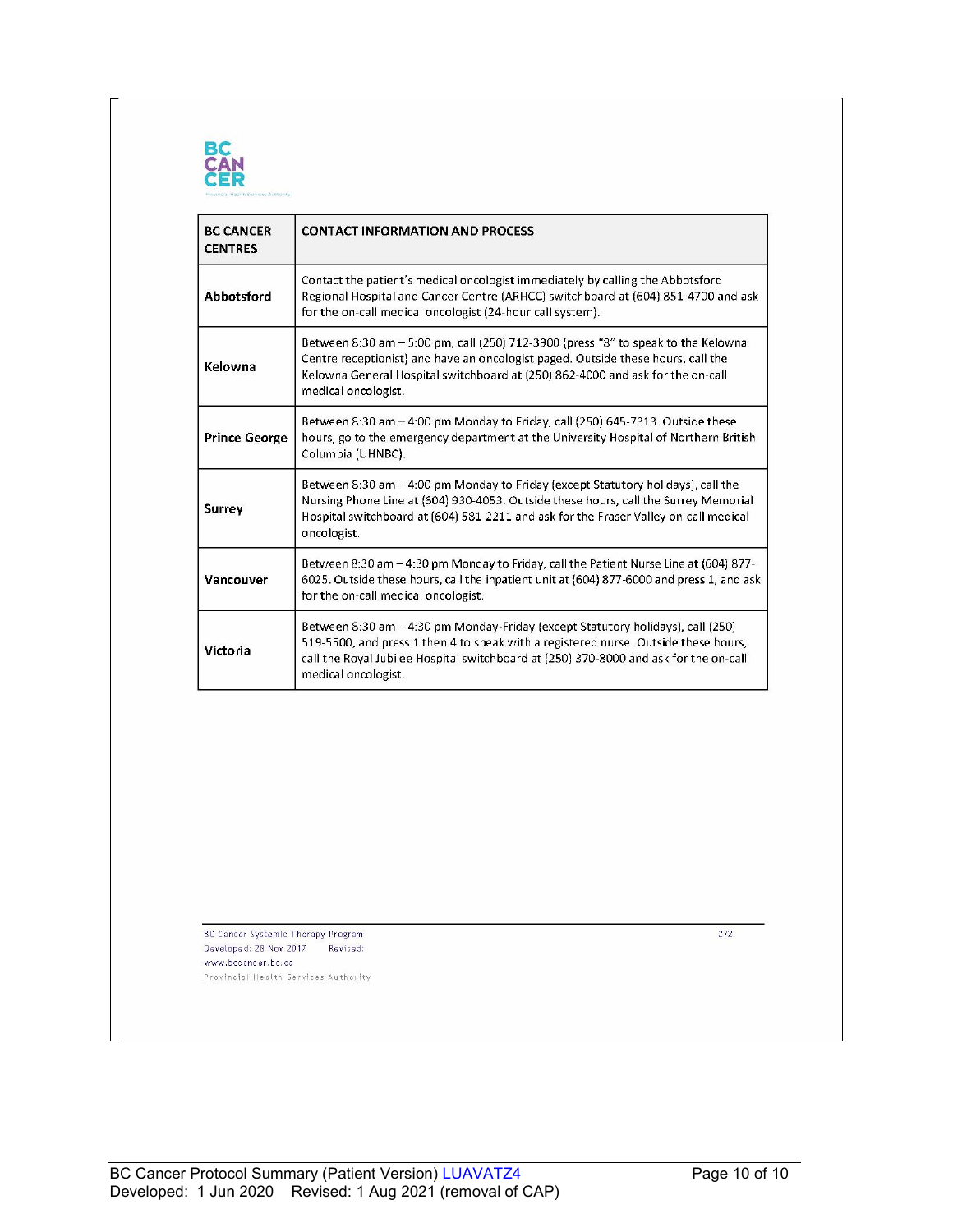| BC CANCER CENTRES | CONTACT INFORMATION AND PROCESS |
|---|---|
| **Abbotsford** | Contact the patient's medical oncologist immediately by calling the Abbotsford Regional Hospital and Cancer Centre (ARHCC) switchboard at (604) 851-4700 and ask for the on-call medical oncologist (24-hour call system). |
| **Kelowna** | Between 8:30 am – 5:00 pm, call (250) 712-3900 (press "8" to speak to the Kelowna Centre receptionist) and have an oncologist paged. Outside these hours, call the Kelowna General Hospital switchboard at (250) 862-4000 and ask for the on-call medical oncologist. |
| **Prince George** | Between 8:30 am – 4:00 pm Monday to Friday, call (250) 645-7313. Outside these hours, go to the emergency department at the University Hospital of Northern British Columbia (UHNBC). |
| **Surrey** | Between 8:30 am – 4:00 pm Monday to Friday (except Statutory holidays), call the Nursing Phone Line at (604) 930-4053. Outside these hours, call the Surrey Memorial Hospital switchboard at (604) 581-2211 and ask for the Fraser Valley on-call medical oncologist. |
| **Vancouver** | Between 8:30 am – 4:30 pm Monday to Friday, call the Patient Nurse Line at (604) 877-6025. Outside these hours, call the inpatient unit at (604) 877-6000 and press 1, and ask for the on-call medical oncologist. |
| **Victoria** | Between 8:30 am – 4:30 pm Monday-Friday (except Statutory holidays), call (250) 519-5500, and press 1 then 4 to speak with a registered nurse. Outside these hours, call the Royal Jubilee Hospital switchboard at (250) 370-8000 and ask for the on-call medical oncologist. |